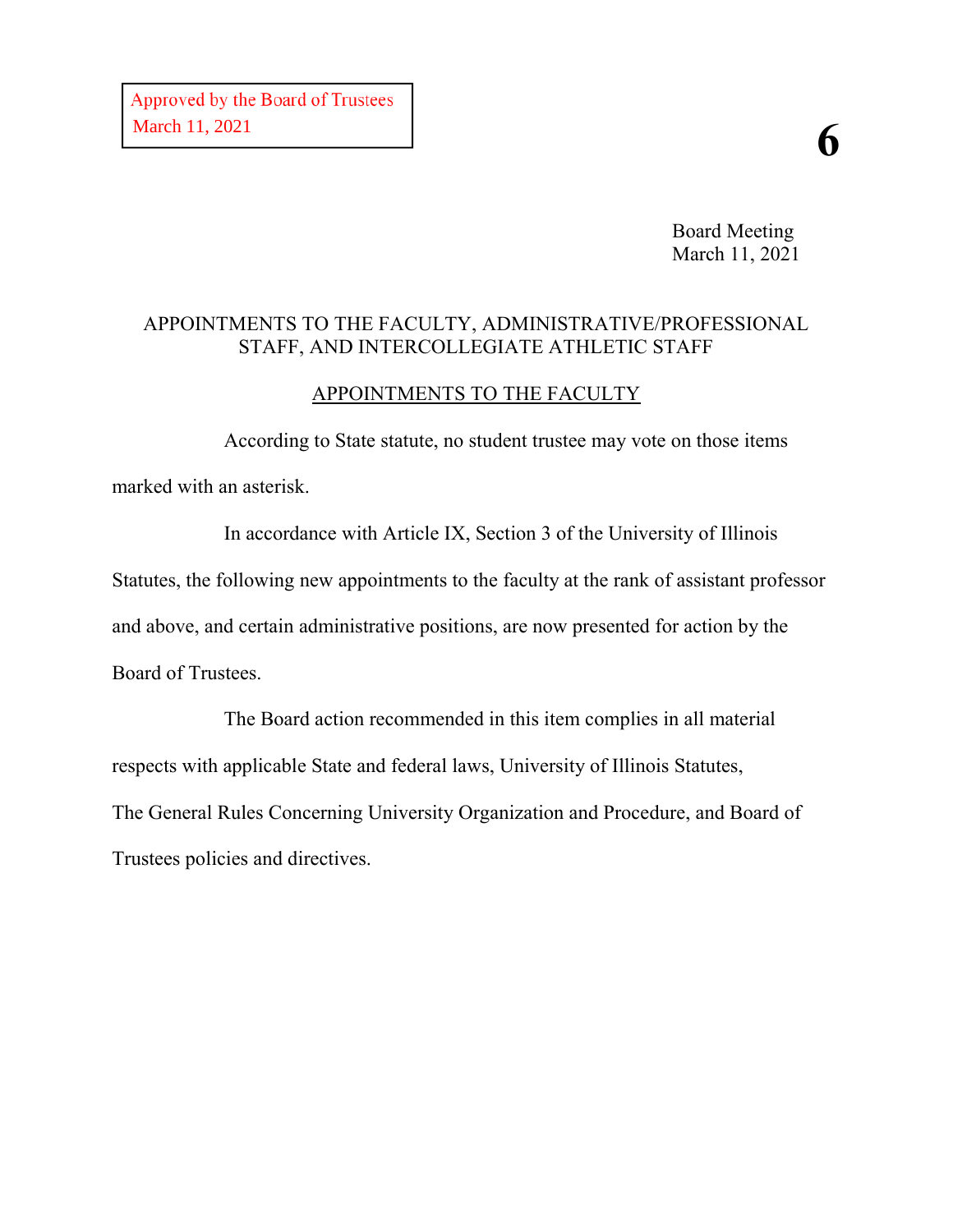Approved by the Board of Trustees
March 11, 2021

**6**

Board Meeting
March 11, 2021

## APPOINTMENTS TO THE FACULTY, ADMINISTRATIVE/PROFESSIONAL STAFF, AND INTERCOLLEGIATE ATHLETIC STAFF

### APPOINTMENTS TO THE FACULTY

According to State statute, no student trustee may vote on those items marked with an asterisk.

In accordance with Article IX, Section 3 of the University of Illinois Statutes, the following new appointments to the faculty at the rank of assistant professor and above, and certain administrative positions, are now presented for action by the Board of Trustees.

The Board action recommended in this item complies in all material respects with applicable State and federal laws, University of Illinois Statutes, The General Rules Concerning University Organization and Procedure, and Board of Trustees policies and directives.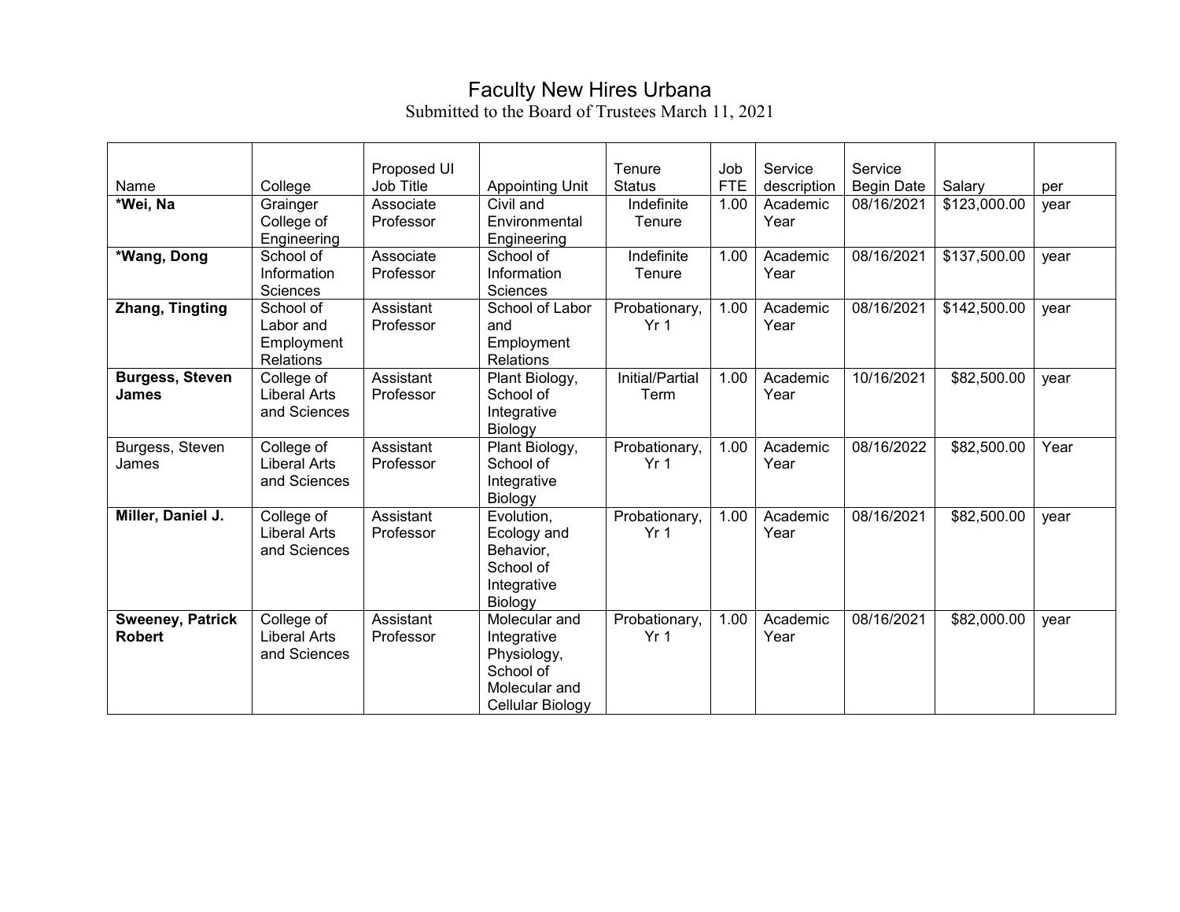# Faculty New Hires Urbana

Submitted to the Board of Trustees March 11, 2021

| Name | College | Proposed UI Job Title | Appointing Unit | Tenure Status | Job FTE | Service description | Service Begin Date | Salary | per |
|---|---|---|---|---|---|---|---|---|---|
| **\*Wei, Na** | Grainger College of Engineering | Associate Professor | Civil and Environmental Engineering | Indefinite Tenure | 1.00 | Academic Year | 08/16/2021 | $123,000.00 | year |
| **\*Wang, Dong** | School of Information Sciences | Associate Professor | School of Information Sciences | Indefinite Tenure | 1.00 | Academic Year | 08/16/2021 | $137,500.00 | year |
| **Zhang, Tingting** | School of Labor and Employment Relations | Assistant Professor | School of Labor and Employment Relations | Probationary, Yr 1 | 1.00 | Academic Year | 08/16/2021 | $142,500.00 | year |
| **Burgess, Steven James** | College of Liberal Arts and Sciences | Assistant Professor | Plant Biology, School of Integrative Biology | Initial/Partial Term | 1.00 | Academic Year | 10/16/2021 | $82,500.00 | year |
| Burgess, Steven James | College of Liberal Arts and Sciences | Assistant Professor | Plant Biology, School of Integrative Biology | Probationary, Yr 1 | 1.00 | Academic Year | 08/16/2022 | $82,500.00 | Year |
| **Miller, Daniel J.** | College of Liberal Arts and Sciences | Assistant Professor | Evolution, Ecology and Behavior, School of Integrative Biology | Probationary, Yr 1 | 1.00 | Academic Year | 08/16/2021 | $82,500.00 | year |
| **Sweeney, Patrick Robert** | College of Liberal Arts and Sciences | Assistant Professor | Molecular and Integrative Physiology, School of Molecular and Cellular Biology | Probationary, Yr 1 | 1.00 | Academic Year | 08/16/2021 | $82,000.00 | year |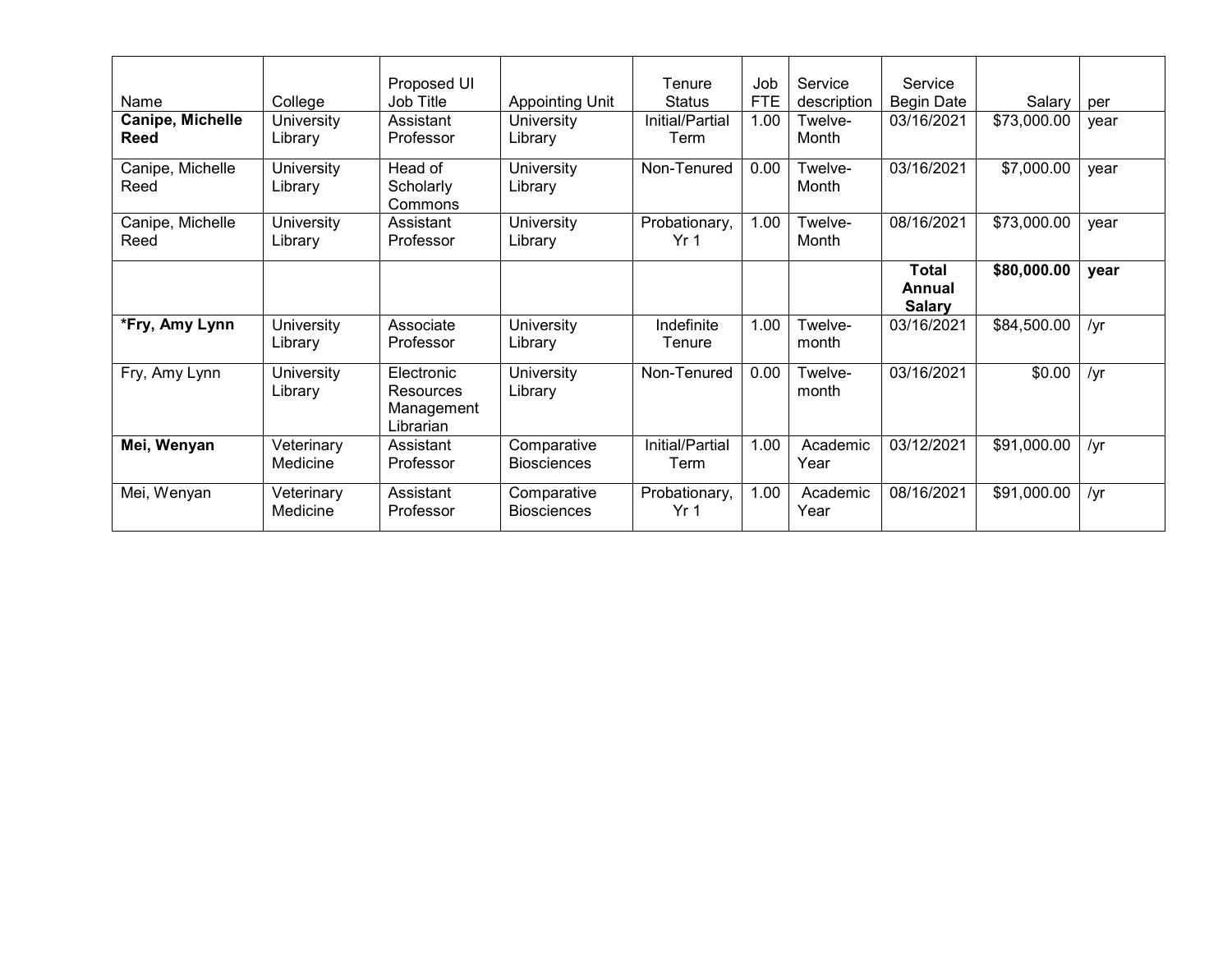| Name | College | Proposed UI Job Title | Appointing Unit | Tenure Status | Job FTE | Service description | Service Begin Date | Salary | per |
|---|---|---|---|---|---|---|---|---|---|
| **Canipe, Michelle Reed** | University Library | Assistant Professor | University Library | Initial/Partial Term | 1.00 | Twelve-Month | 03/16/2021 | $73,000.00 | year |
| Canipe, Michelle Reed | University Library | Head of Scholarly Commons | University Library | Non-Tenured | 0.00 | Twelve-Month | 03/16/2021 | $7,000.00 | year |
| Canipe, Michelle Reed | University Library | Assistant Professor | University Library | Probationary, Yr 1 | 1.00 | Twelve-Month | 08/16/2021 | $73,000.00 | year |
| | | | | | | | **Total Annual Salary** | **$80,000.00** | **year** |
| ***Fry, Amy Lynn** | University Library | Associate Professor | University Library | Indefinite Tenure | 1.00 | Twelve-month | 03/16/2021 | $84,500.00 | /yr |
| Fry, Amy Lynn | University Library | Electronic Resources Management Librarian | University Library | Non-Tenured | 0.00 | Twelve-month | 03/16/2021 | $0.00 | /yr |
| **Mei, Wenyan** | Veterinary Medicine | Assistant Professor | Comparative Biosciences | Initial/Partial Term | 1.00 | Academic Year | 03/12/2021 | $91,000.00 | /yr |
| Mei, Wenyan | Veterinary Medicine | Assistant Professor | Comparative Biosciences | Probationary, Yr 1 | 1.00 | Academic Year | 08/16/2021 | $91,000.00 | /yr |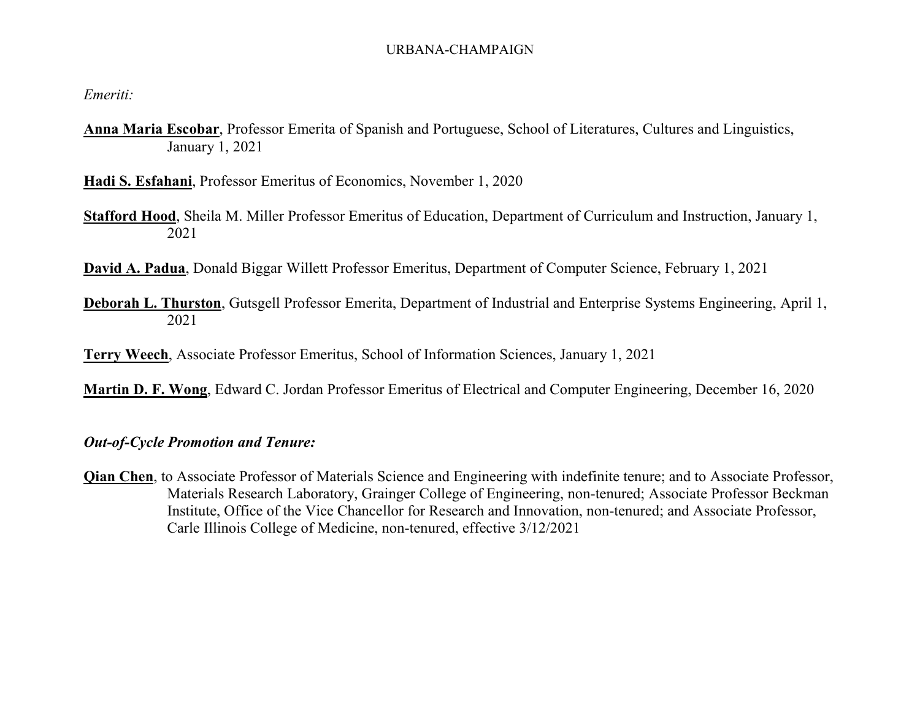URBANA-CHAMPAIGN

*Emeriti:*

**Anna Maria Escobar**, Professor Emerita of Spanish and Portuguese, School of Literatures, Cultures and Linguistics, January 1, 2021

**Hadi S. Esfahani**, Professor Emeritus of Economics, November 1, 2020

**Stafford Hood**, Sheila M. Miller Professor Emeritus of Education, Department of Curriculum and Instruction, January 1, 2021

**David A. Padua**, Donald Biggar Willett Professor Emeritus, Department of Computer Science, February 1, 2021

**Deborah L. Thurston**, Gutsgell Professor Emerita, Department of Industrial and Enterprise Systems Engineering, April 1, 2021

**Terry Weech**, Associate Professor Emeritus, School of Information Sciences, January 1, 2021

**Martin D. F. Wong**, Edward C. Jordan Professor Emeritus of Electrical and Computer Engineering, December 16, 2020

***Out-of-Cycle Promotion and Tenure:***

**Qian Chen**, to Associate Professor of Materials Science and Engineering with indefinite tenure; and to Associate Professor, Materials Research Laboratory, Grainger College of Engineering, non-tenured; Associate Professor Beckman Institute, Office of the Vice Chancellor for Research and Innovation, non-tenured; and Associate Professor, Carle Illinois College of Medicine, non-tenured, effective 3/12/2021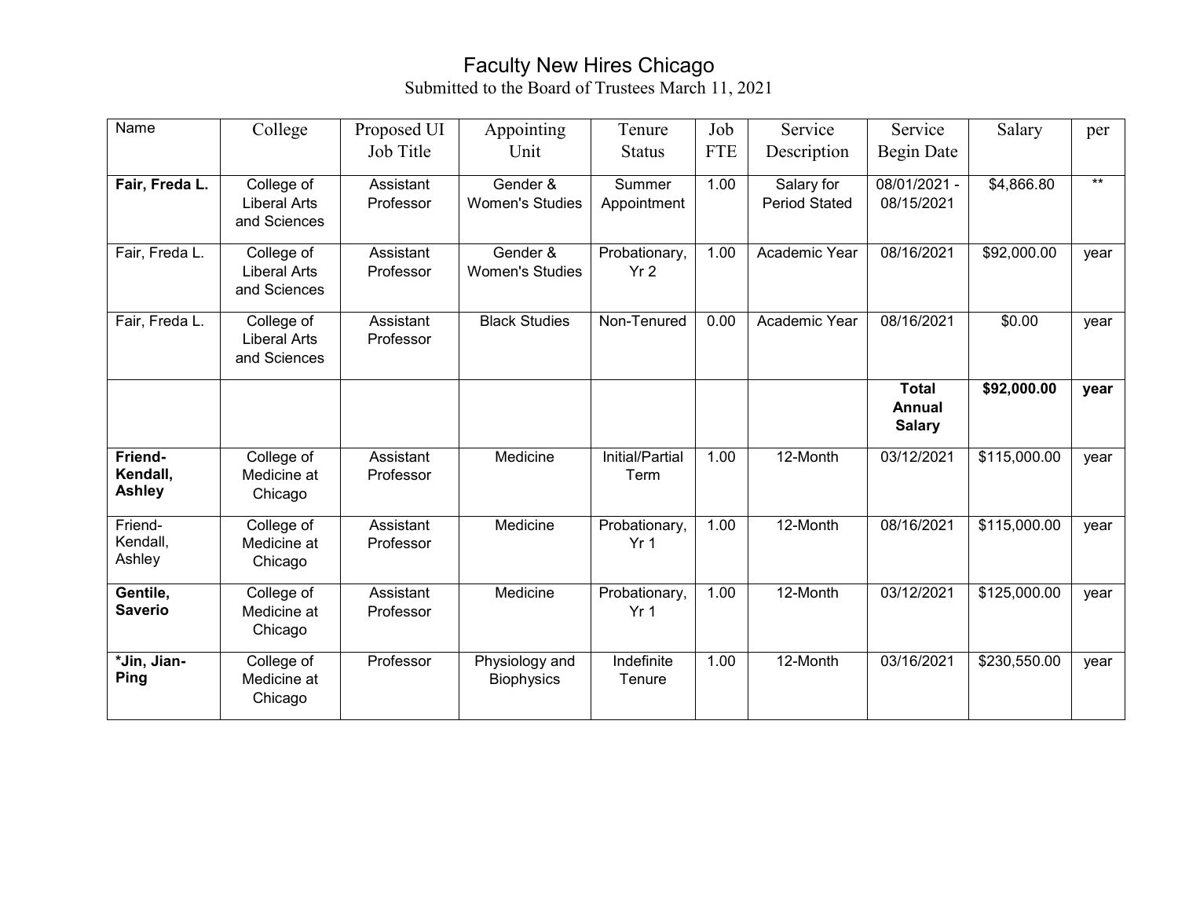# Faculty New Hires Chicago

Submitted to the Board of Trustees March 11, 2021

| Name | College | Proposed UI Job Title | Appointing Unit | Tenure Status | Job FTE | Service Description | Service Begin Date | Salary | per |
|---|---|---|---|---|---|---|---|---|---|
| **Fair, Freda L.** | College of Liberal Arts and Sciences | Assistant Professor | Gender & Women's Studies | Summer Appointment | 1.00 | Salary for Period Stated | 08/01/2021 - 08/15/2021 | $4,866.80 | ** |
| Fair, Freda L. | College of Liberal Arts and Sciences | Assistant Professor | Gender & Women's Studies | Probationary, Yr 2 | 1.00 | Academic Year | 08/16/2021 | $92,000.00 | year |
| Fair, Freda L. | College of Liberal Arts and Sciences | Assistant Professor | Black Studies | Non-Tenured | 0.00 | Academic Year | 08/16/2021 | $0.00 | year |
| | | | | | | | **Total Annual Salary** | **$92,000.00** | **year** |
| **Friend-Kendall, Ashley** | College of Medicine at Chicago | Assistant Professor | Medicine | Initial/Partial Term | 1.00 | 12-Month | 03/12/2021 | $115,000.00 | year |
| Friend-Kendall, Ashley | College of Medicine at Chicago | Assistant Professor | Medicine | Probationary, Yr 1 | 1.00 | 12-Month | 08/16/2021 | $115,000.00 | year |
| **Gentile, Saverio** | College of Medicine at Chicago | Assistant Professor | Medicine | Probationary, Yr 1 | 1.00 | 12-Month | 03/12/2021 | $125,000.00 | year |
| **\*Jin, Jian-Ping** | College of Medicine at Chicago | Professor | Physiology and Biophysics | Indefinite Tenure | 1.00 | 12-Month | 03/16/2021 | $230,550.00 | year |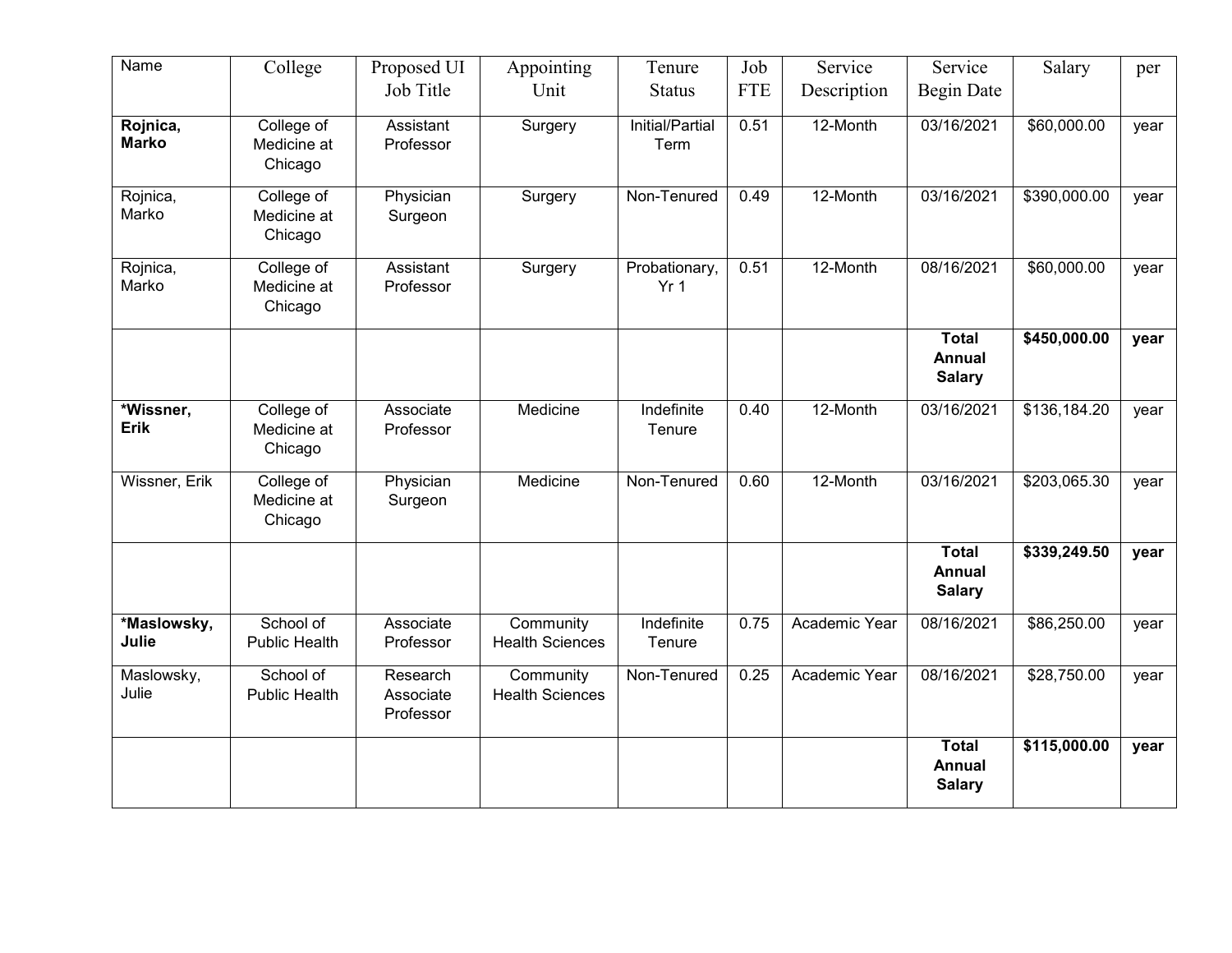| Name | College | Proposed UI Job Title | Appointing Unit | Tenure Status | Job FTE | Service Description | Service Begin Date | Salary | per |
|---|---|---|---|---|---|---|---|---|---|
| **Rojnica, Marko** | College of Medicine at Chicago | Assistant Professor | Surgery | Initial/Partial Term | 0.51 | 12-Month | 03/16/2021 | $60,000.00 | year |
| Rojnica, Marko | College of Medicine at Chicago | Physician Surgeon | Surgery | Non-Tenured | 0.49 | 12-Month | 03/16/2021 | $390,000.00 | year |
| Rojnica, Marko | College of Medicine at Chicago | Assistant Professor | Surgery | Probationary, Yr 1 | 0.51 | 12-Month | 08/16/2021 | $60,000.00 | year |
| | | | | | | | **Total Annual Salary** | **$450,000.00** | **year** |
| ***Wissner, Erik** | College of Medicine at Chicago | Associate Professor | Medicine | Indefinite Tenure | 0.40 | 12-Month | 03/16/2021 | $136,184.20 | year |
| Wissner, Erik | College of Medicine at Chicago | Physician Surgeon | Medicine | Non-Tenured | 0.60 | 12-Month | 03/16/2021 | $203,065.30 | year |
| | | | | | | | **Total Annual Salary** | **$339,249.50** | **year** |
| ***Maslowsky, Julie** | School of Public Health | Associate Professor | Community Health Sciences | Indefinite Tenure | 0.75 | Academic Year | 08/16/2021 | $86,250.00 | year |
| Maslowsky, Julie | School of Public Health | Research Associate Professor | Community Health Sciences | Non-Tenured | 0.25 | Academic Year | 08/16/2021 | $28,750.00 | year |
| | | | | | | | **Total Annual Salary** | **$115,000.00** | **year** |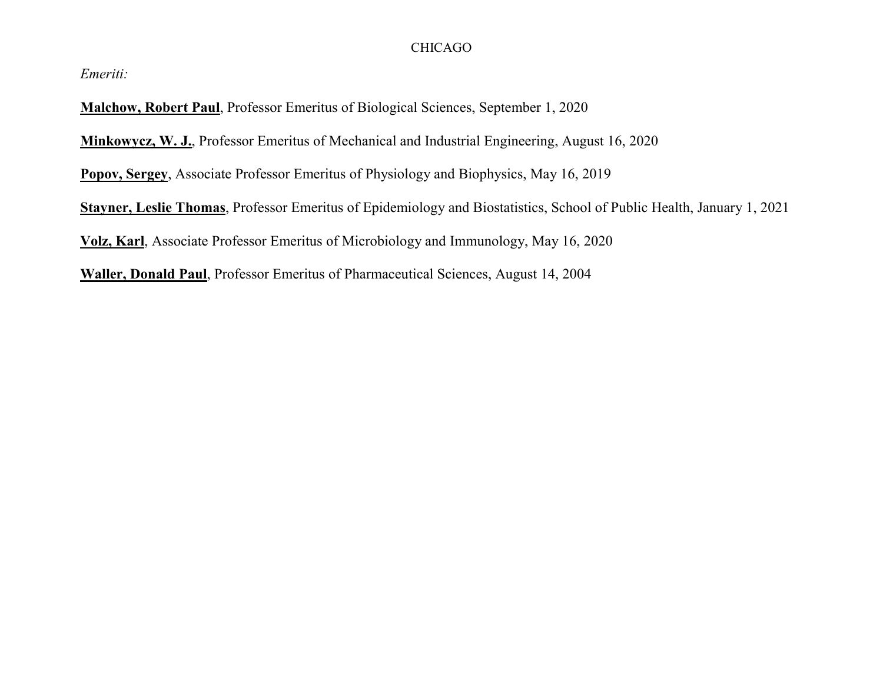CHICAGO

*Emeriti:*

**Malchow, Robert Paul**, Professor Emeritus of Biological Sciences, September 1, 2020

**Minkowycz, W. J.**, Professor Emeritus of Mechanical and Industrial Engineering, August 16, 2020

**Popov, Sergey**, Associate Professor Emeritus of Physiology and Biophysics, May 16, 2019

**Stayner, Leslie Thomas**, Professor Emeritus of Epidemiology and Biostatistics, School of Public Health, January 1, 2021

**Volz, Karl**, Associate Professor Emeritus of Microbiology and Immunology, May 16, 2020

**Waller, Donald Paul**, Professor Emeritus of Pharmaceutical Sciences, August 14, 2004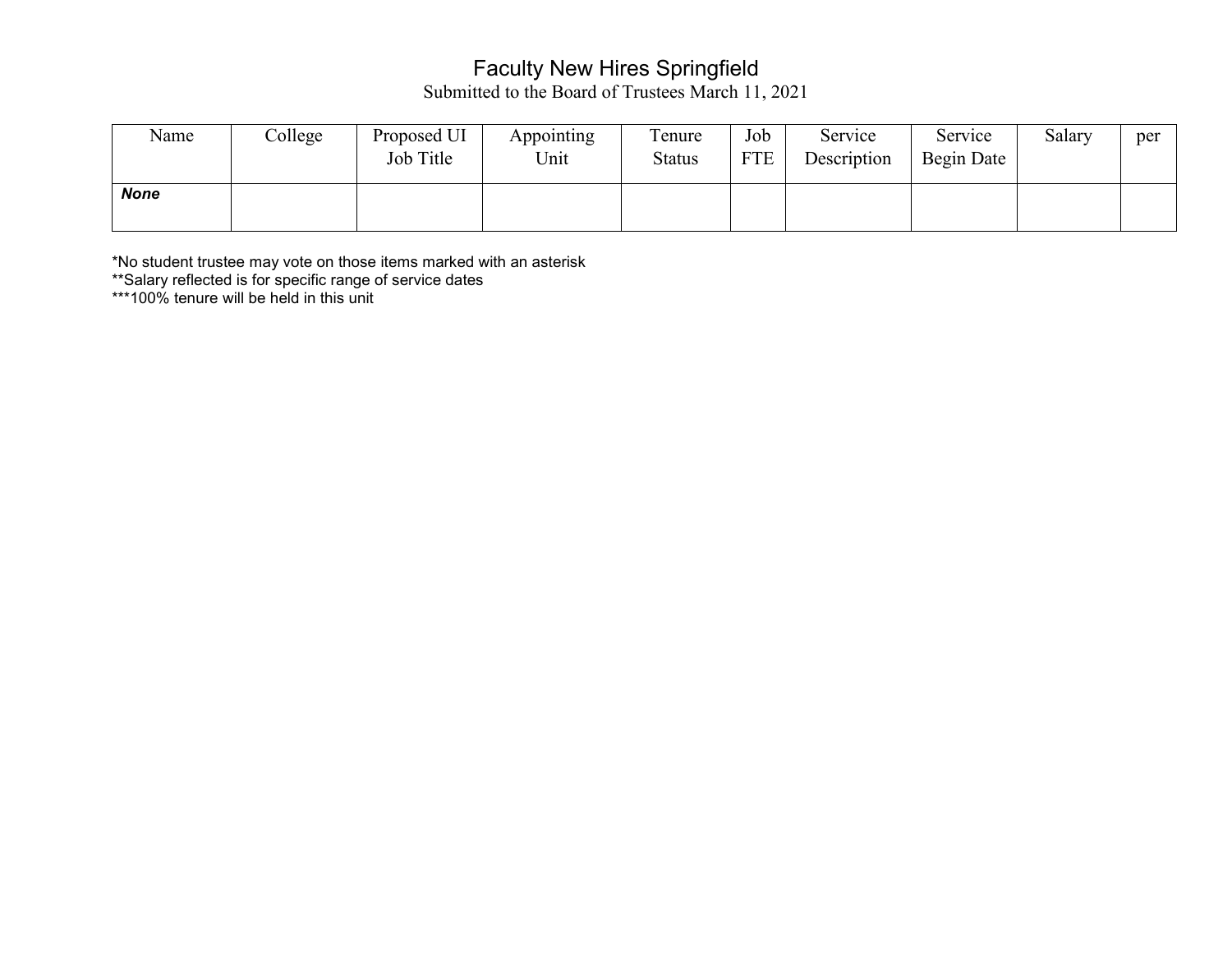# Faculty New Hires Springfield

Submitted to the Board of Trustees March 11, 2021

| Name | College | Proposed UI Job Title | Appointing Unit | Tenure Status | Job FTE | Service Description | Service Begin Date | Salary | per |
|---|---|---|---|---|---|---|---|---|---|
| ***None*** | | | | | | | | | |

*No student trustee may vote on those items marked with an asterisk
**Salary reflected is for specific range of service dates
***100% tenure will be held in this unit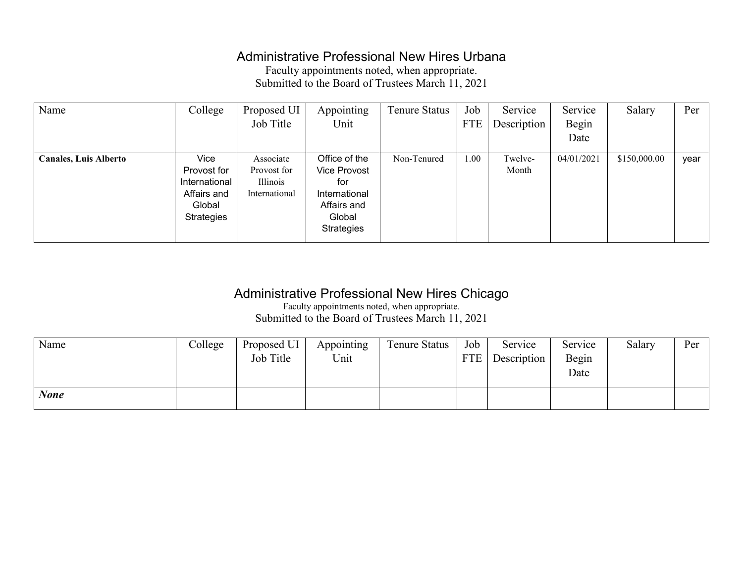# Administrative Professional New Hires Urbana

Faculty appointments noted, when appropriate.
Submitted to the Board of Trustees March 11, 2021

| Name | College | Proposed UI Job Title | Appointing Unit | Tenure Status | Job FTE | Service Description | Service Begin Date | Salary | Per |
|---|---|---|---|---|---|---|---|---|---|
| **Canales, Luis Alberto** | Vice Provost for International Affairs and Global Strategies | Associate Provost for Illinois International | Office of the Vice Provost for International Affairs and Global Strategies | Non-Tenured | 1.00 | Twelve-Month | 04/01/2021 | $150,000.00 | year |

# Administrative Professional New Hires Chicago

Faculty appointments noted, when appropriate.
Submitted to the Board of Trustees March 11, 2021

| Name | College | Proposed UI Job Title | Appointing Unit | Tenure Status | Job FTE | Service Description | Service Begin Date | Salary | Per |
|---|---|---|---|---|---|---|---|---|---|
| ***None*** | | | | | | | | | |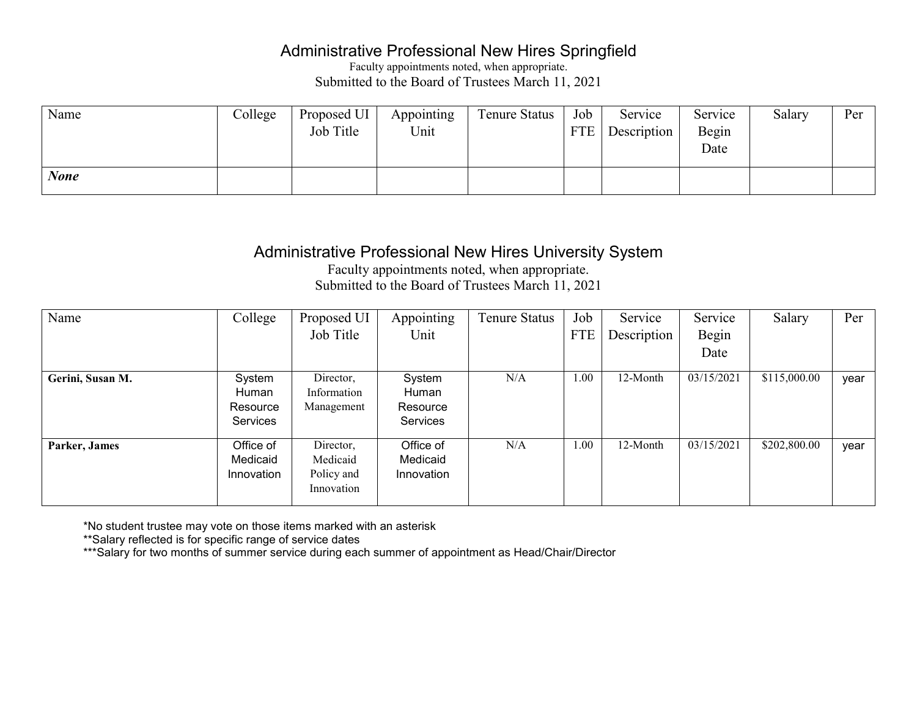## Administrative Professional New Hires Springfield

Faculty appointments noted, when appropriate.

Submitted to the Board of Trustees March 11, 2021

| Name | College | Proposed UI Job Title | Appointing Unit | Tenure Status | Job FTE | Service Description | Service Begin Date | Salary | Per |
|---|---|---|---|---|---|---|---|---|---|
| ***None*** | | | | | | | | | |

## Administrative Professional New Hires University System

Faculty appointments noted, when appropriate.

Submitted to the Board of Trustees March 11, 2021

| Name | College | Proposed UI Job Title | Appointing Unit | Tenure Status | Job FTE | Service Description | Service Begin Date | Salary | Per |
|---|---|---|---|---|---|---|---|---|---|
| **Gerini, Susan M.** | System Human Resource Services | Director, Information Management | System Human Resource Services | N/A | 1.00 | 12-Month | 03/15/2021 | $115,000.00 | year |
| **Parker, James** | Office of Medicaid Innovation | Director, Medicaid Policy and Innovation | Office of Medicaid Innovation | N/A | 1.00 | 12-Month | 03/15/2021 | $202,800.00 | year |

*No student trustee may vote on those items marked with an asterisk

**Salary reflected is for specific range of service dates

***Salary for two months of summer service during each summer of appointment as Head/Chair/Director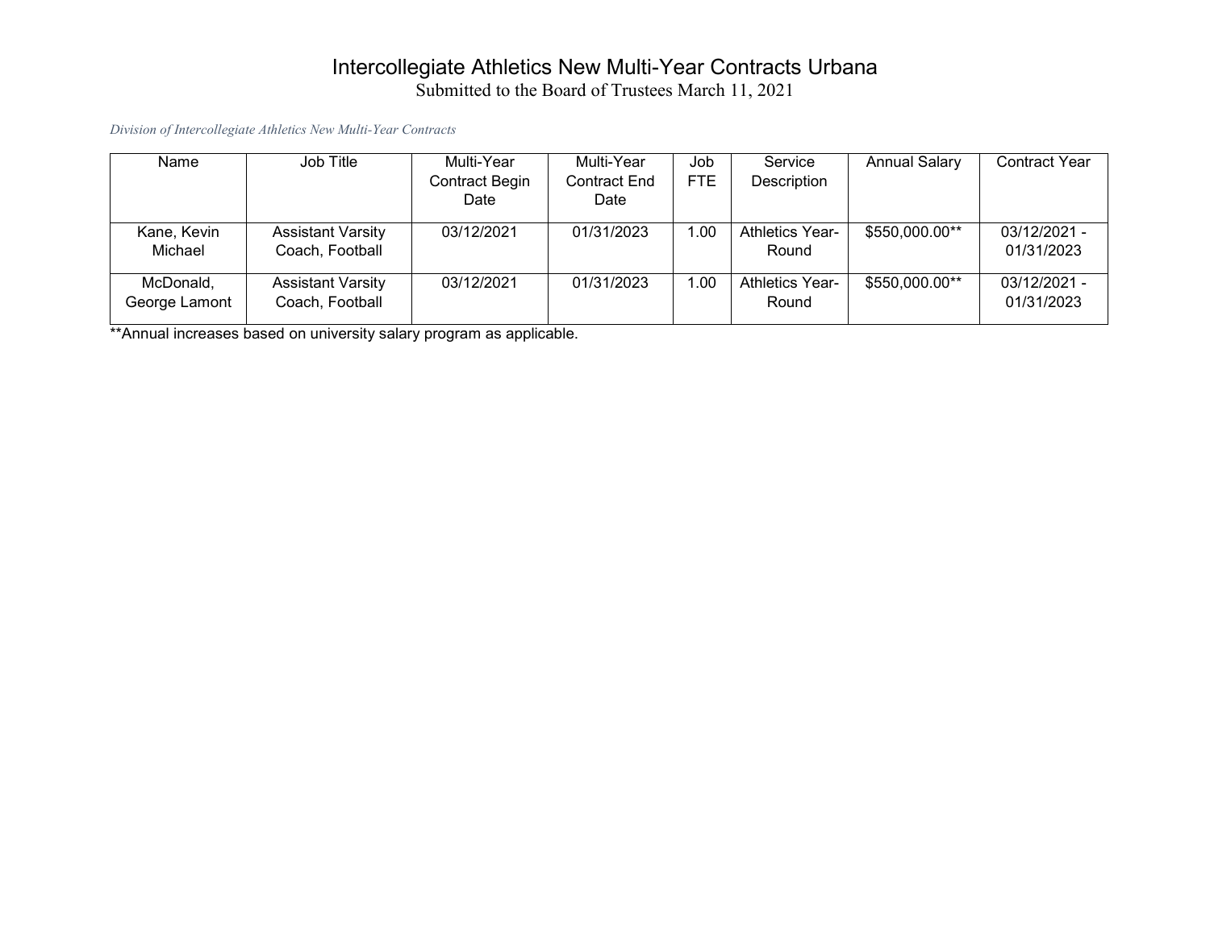# Intercollegiate Athletics New Multi-Year Contracts Urbana

Submitted to the Board of Trustees March 11, 2021

*Division of Intercollegiate Athletics New Multi-Year Contracts*

| Name | Job Title | Multi-Year Contract Begin Date | Multi-Year Contract End Date | Job FTE | Service Description | Annual Salary | Contract Year |
|---|---|---|---|---|---|---|---|
| Kane, Kevin Michael | Assistant Varsity Coach, Football | 03/12/2021 | 01/31/2023 | 1.00 | Athletics Year-Round | $550,000.00** | 03/12/2021 - 01/31/2023 |
| McDonald, George Lamont | Assistant Varsity Coach, Football | 03/12/2021 | 01/31/2023 | 1.00 | Athletics Year-Round | $550,000.00** | 03/12/2021 - 01/31/2023 |

**Annual increases based on university salary program as applicable.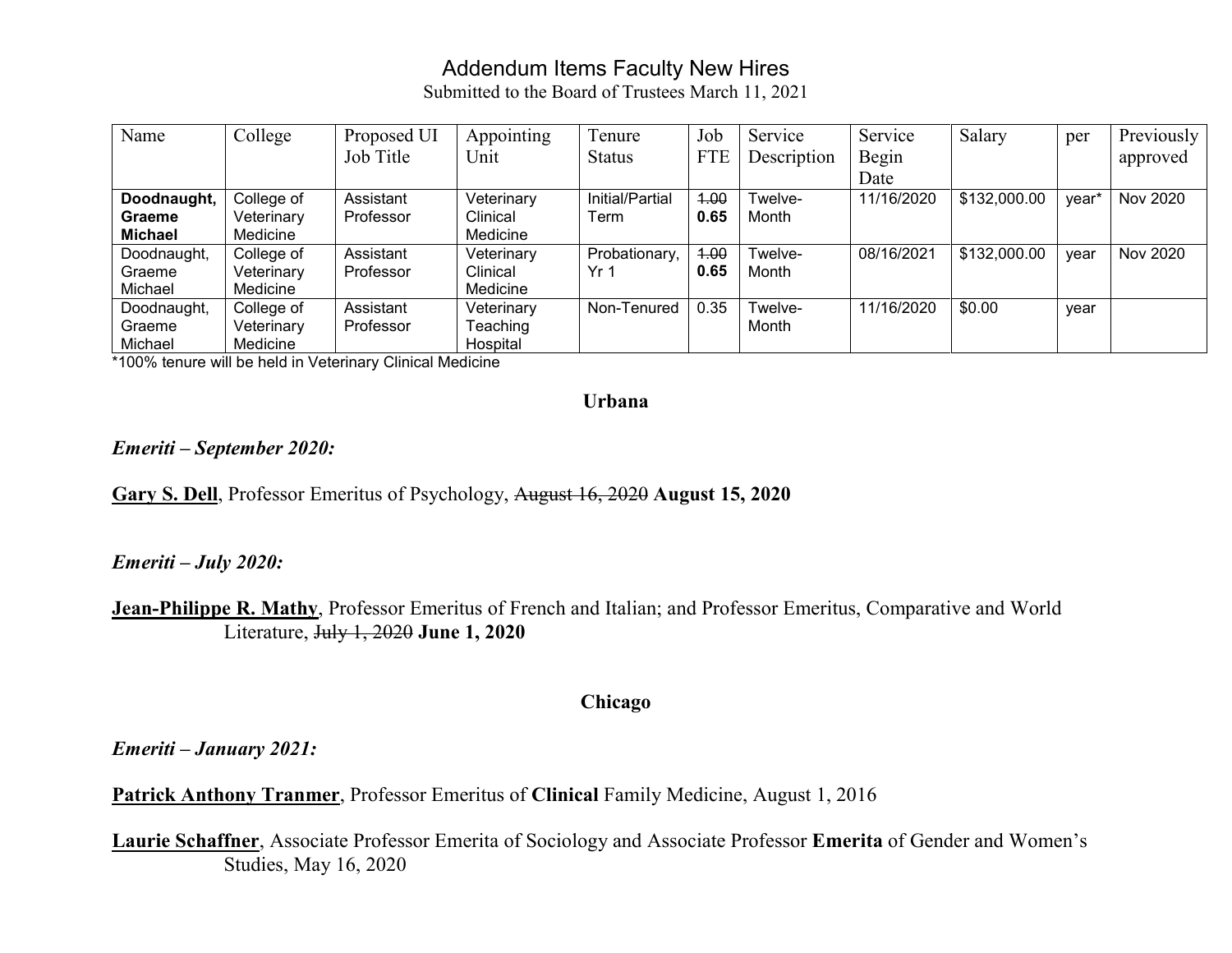# Addendum Items Faculty New Hires

Submitted to the Board of Trustees March 11, 2021

| Name | College | Proposed UI Job Title | Appointing Unit | Tenure Status | Job FTE | Service Description | Service Begin Date | Salary | per | Previously approved |
|---|---|---|---|---|---|---|---|---|---|---|
| **Doodnaught, Graeme Michael** | College of Veterinary Medicine | Assistant Professor | Veterinary Clinical Medicine | Initial/Partial Term | ~~1.00~~ **0.65** | Twelve-Month | 11/16/2020 | $132,000.00 | year* | Nov 2020 |
| Doodnaught, Graeme Michael | College of Veterinary Medicine | Assistant Professor | Veterinary Clinical Medicine | Probationary, Yr 1 | ~~1.00~~ **0.65** | Twelve-Month | 08/16/2021 | $132,000.00 | year | Nov 2020 |
| Doodnaught, Graeme Michael | College of Veterinary Medicine | Assistant Professor | Veterinary Teaching Hospital | Non-Tenured | 0.35 | Twelve-Month | 11/16/2020 | $0.00 | year | |

*100% tenure will be held in Veterinary Clinical Medicine

## Urbana

***Emeriti – September 2020:***

**Gary S. Dell**, Professor Emeritus of Psychology, ~~August 16, 2020~~ **August 15, 2020**

***Emeriti – July 2020:***

**Jean-Philippe R. Mathy**, Professor Emeritus of French and Italian; and Professor Emeritus, Comparative and World Literature, ~~July 1, 2020~~ **June 1, 2020**

## Chicago

***Emeriti – January 2021:***

**Patrick Anthony Tranmer**, Professor Emeritus of **Clinical** Family Medicine, August 1, 2016

**Laurie Schaffner**, Associate Professor Emerita of Sociology and Associate Professor **Emerita** of Gender and Women's Studies, May 16, 2020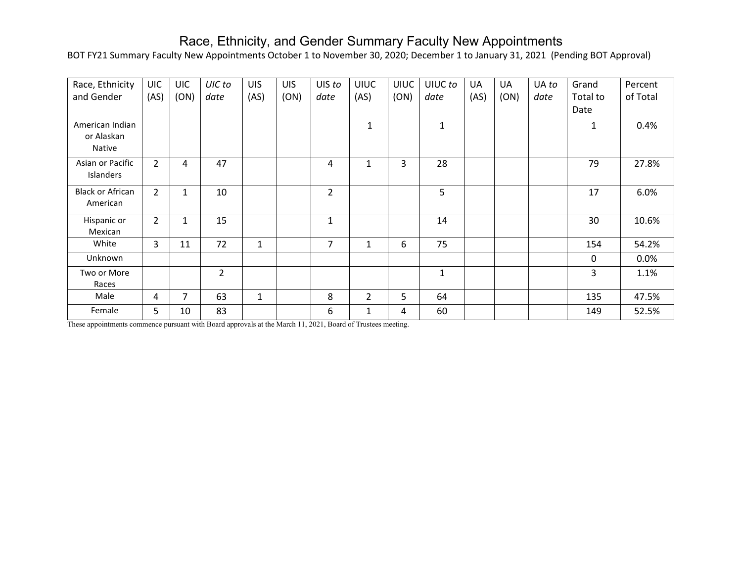# Race, Ethnicity, and Gender Summary Faculty New Appointments

BOT FY21 Summary Faculty New Appointments October 1 to November 30, 2020; December 1 to January 31, 2021 (Pending BOT Approval)

| Race, Ethnicity and Gender | UIC (AS) | UIC (ON) | *UIC to date* | UIS (AS) | UIS (ON) | UIS *to date* | UIUC (AS) | UIUC (ON) | UIUC *to date* | UA (AS) | UA (ON) | UA *to date* | Grand Total to Date | Percent of Total |
|---|---|---|---|---|---|---|---|---|---|---|---|---|---|---|
| American Indian or Alaskan Native | | | | | | | 1 | | 1 | | | | 1 | 0.4% |
| Asian or Pacific Islanders | 2 | 4 | 47 | | | 4 | 1 | 3 | 28 | | | | 79 | 27.8% |
| Black or African American | 2 | 1 | 10 | | | 2 | | | 5 | | | | 17 | 6.0% |
| Hispanic or Mexican | 2 | 1 | 15 | | | 1 | | | 14 | | | | 30 | 10.6% |
| White | 3 | 11 | 72 | 1 | | 7 | 1 | 6 | 75 | | | | 154 | 54.2% |
| Unknown | | | | | | | | | | | | | 0 | 0.0% |
| Two or More Races | | | 2 | | | | | | 1 | | | | 3 | 1.1% |
| Male | 4 | 7 | 63 | 1 | | 8 | 2 | 5 | 64 | | | | 135 | 47.5% |
| Female | 5 | 10 | 83 | | | 6 | 1 | 4 | 60 | | | | 149 | 52.5% |

These appointments commence pursuant with Board approvals at the March 11, 2021, Board of Trustees meeting.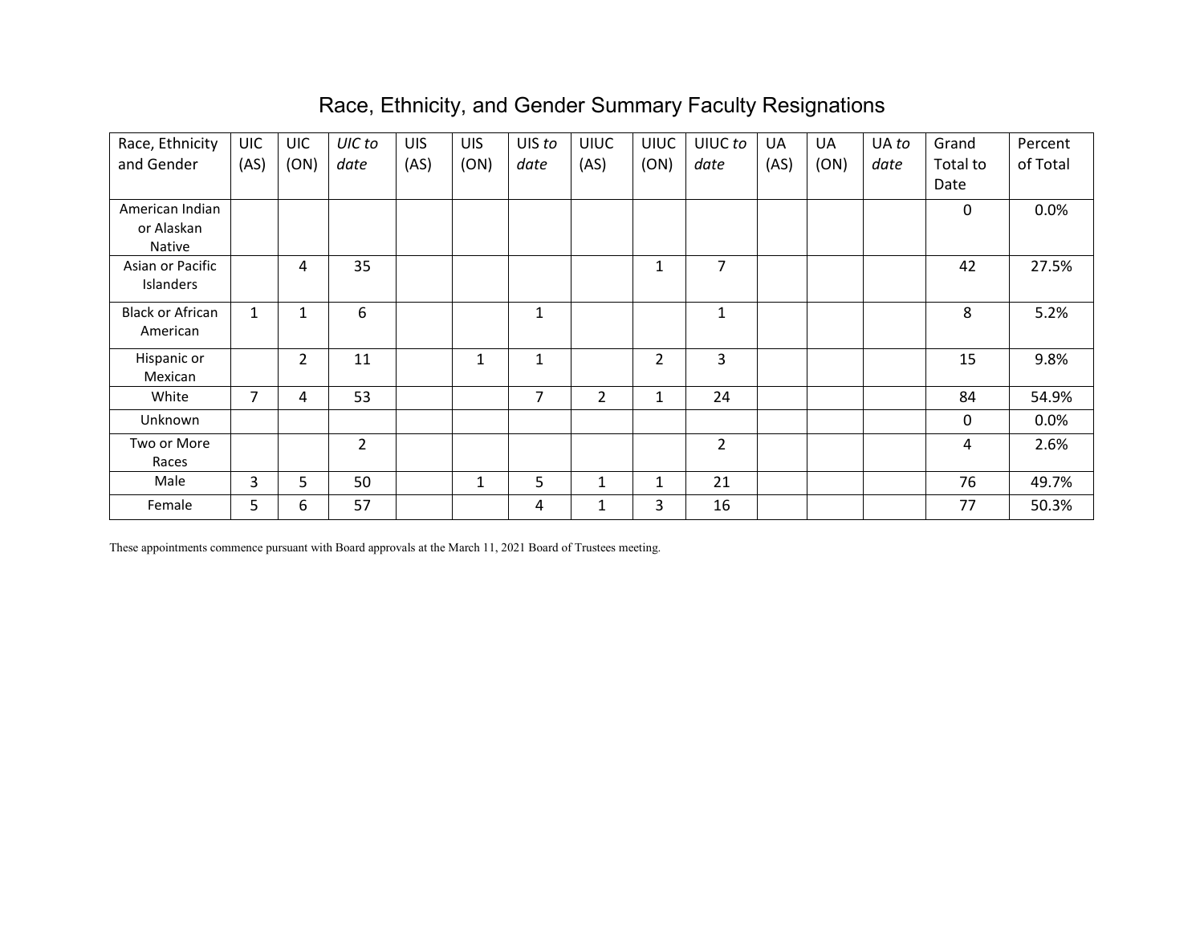# Race, Ethnicity, and Gender Summary Faculty Resignations

| Race, Ethnicity and Gender | UIC (AS) | UIC (ON) | *UIC to date* | UIS (AS) | UIS (ON) | UIS *to date* | UIUC (AS) | UIUC (ON) | UIUC *to date* | UA (AS) | UA (ON) | UA *to date* | Grand Total to Date | Percent of Total |
|---|---|---|---|---|---|---|---|---|---|---|---|---|---|---|
| American Indian or Alaskan Native | | | | | | | | | | | | | 0 | 0.0% |
| Asian or Pacific Islanders | | 4 | 35 | | | | | 1 | 7 | | | | 42 | 27.5% |
| Black or African American | 1 | 1 | 6 | | | 1 | | | 1 | | | | 8 | 5.2% |
| Hispanic or Mexican | | 2 | 11 | | 1 | 1 | | 2 | 3 | | | | 15 | 9.8% |
| White | 7 | 4 | 53 | | | 7 | 2 | 1 | 24 | | | | 84 | 54.9% |
| Unknown | | | | | | | | | | | | | 0 | 0.0% |
| Two or More Races | | | 2 | | | | | | 2 | | | | 4 | 2.6% |
| Male | 3 | 5 | 50 | | 1 | 5 | 1 | 1 | 21 | | | | 76 | 49.7% |
| Female | 5 | 6 | 57 | | | 4 | 1 | 3 | 16 | | | | 77 | 50.3% |

These appointments commence pursuant with Board approvals at the March 11, 2021 Board of Trustees meeting.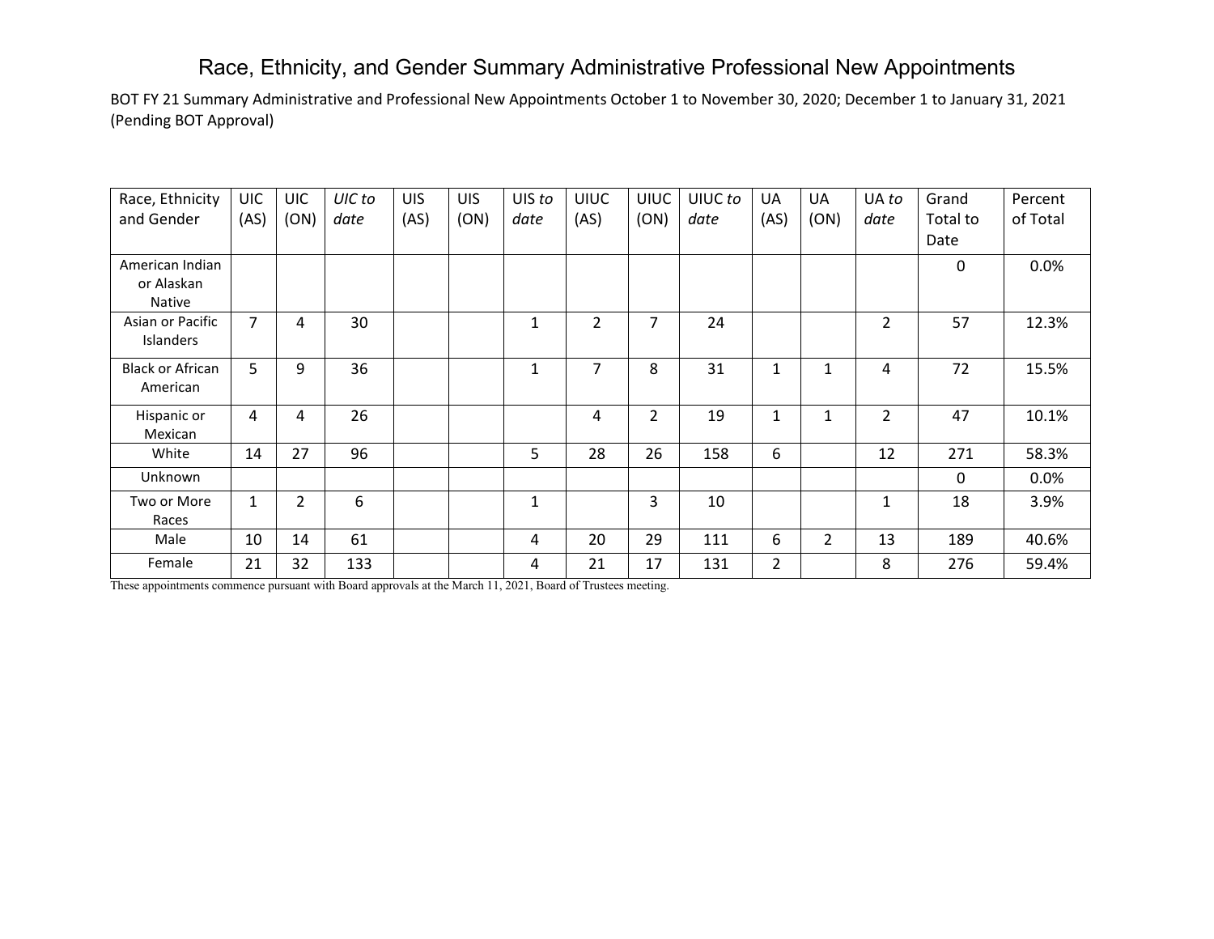# Race, Ethnicity, and Gender Summary Administrative Professional New Appointments

BOT FY 21 Summary Administrative and Professional New Appointments October 1 to November 30, 2020; December 1 to January 31, 2021 (Pending BOT Approval)

| Race, Ethnicity and Gender | UIC (AS) | UIC (ON) | *UIC to date* | UIS (AS) | UIS (ON) | UIS *to date* | UIUC (AS) | UIUC (ON) | UIUC *to date* | UA (AS) | UA (ON) | UA *to date* | Grand Total to Date | Percent of Total |
|---|---|---|---|---|---|---|---|---|---|---|---|---|---|---|
| American Indian or Alaskan Native | | | | | | | | | | | | | 0 | 0.0% |
| Asian or Pacific Islanders | 7 | 4 | 30 | | | 1 | 2 | 7 | 24 | | | 2 | 57 | 12.3% |
| Black or African American | 5 | 9 | 36 | | | 1 | 7 | 8 | 31 | 1 | 1 | 4 | 72 | 15.5% |
| Hispanic or Mexican | 4 | 4 | 26 | | | | 4 | 2 | 19 | 1 | 1 | 2 | 47 | 10.1% |
| White | 14 | 27 | 96 | | | 5 | 28 | 26 | 158 | 6 | | 12 | 271 | 58.3% |
| Unknown | | | | | | | | | | | | | 0 | 0.0% |
| Two or More Races | 1 | 2 | 6 | | | 1 | | 3 | 10 | | | 1 | 18 | 3.9% |
| Male | 10 | 14 | 61 | | | 4 | 20 | 29 | 111 | 6 | 2 | 13 | 189 | 40.6% |
| Female | 21 | 32 | 133 | | | 4 | 21 | 17 | 131 | 2 | | 8 | 276 | 59.4% |

These appointments commence pursuant with Board approvals at the March 11, 2021, Board of Trustees meeting.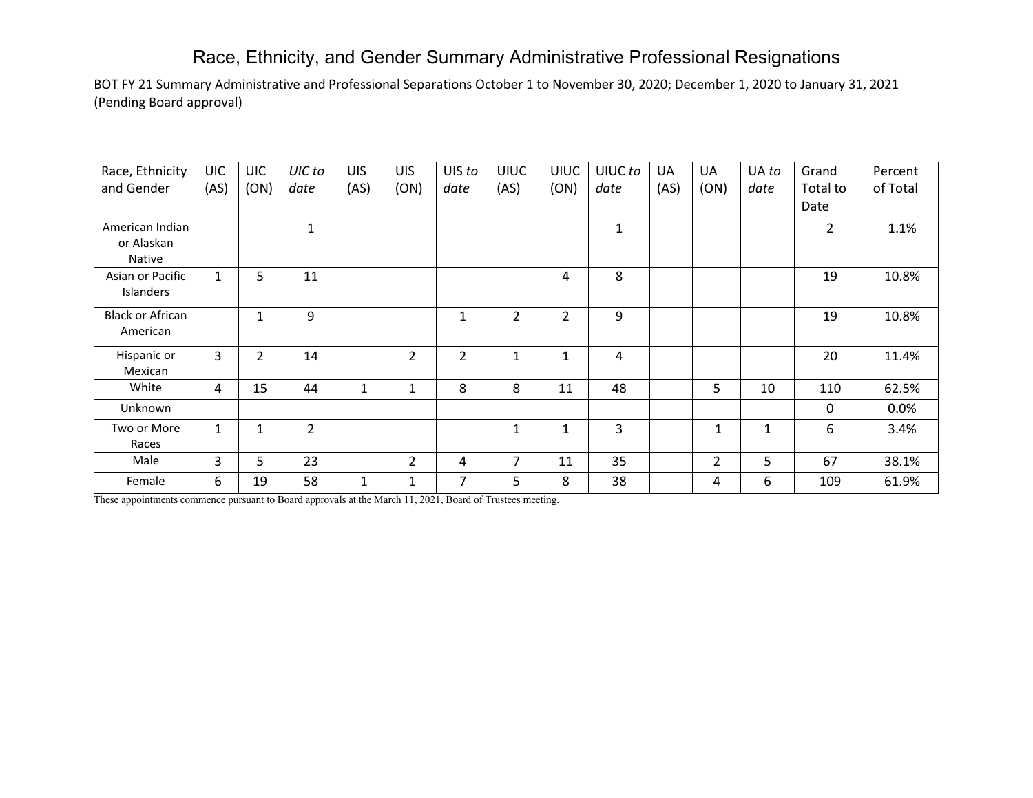# Race, Ethnicity, and Gender Summary Administrative Professional Resignations

BOT FY 21 Summary Administrative and Professional Separations October 1 to November 30, 2020; December 1, 2020 to January 31, 2021 (Pending Board approval)

| Race, Ethnicity and Gender | UIC (AS) | UIC (ON) | *UIC to date* | UIS (AS) | UIS (ON) | UIS *to date* | UIUC (AS) | UIUC (ON) | UIUC *to date* | UA (AS) | UA (ON) | UA *to date* | Grand Total to Date | Percent of Total |
|---|---|---|---|---|---|---|---|---|---|---|---|---|---|---|
| American Indian or Alaskan Native | | | 1 | | | | | | 1 | | | | 2 | 1.1% |
| Asian or Pacific Islanders | 1 | 5 | 11 | | | | | 4 | 8 | | | | 19 | 10.8% |
| Black or African American | | 1 | 9 | | | 1 | 2 | 2 | 9 | | | | 19 | 10.8% |
| Hispanic or Mexican | 3 | 2 | 14 | | 2 | 2 | 1 | 1 | 4 | | | | 20 | 11.4% |
| White | 4 | 15 | 44 | 1 | 1 | 8 | 8 | 11 | 48 | | 5 | 10 | 110 | 62.5% |
| Unknown | | | | | | | | | | | | | 0 | 0.0% |
| Two or More Races | 1 | 1 | 2 | | | | 1 | 1 | 3 | | 1 | 1 | 6 | 3.4% |
| Male | 3 | 5 | 23 | | 2 | 4 | 7 | 11 | 35 | | 2 | 5 | 67 | 38.1% |
| Female | 6 | 19 | 58 | 1 | 1 | 7 | 5 | 8 | 38 | | 4 | 6 | 109 | 61.9% |

These appointments commence pursuant to Board approvals at the March 11, 2021, Board of Trustees meeting.